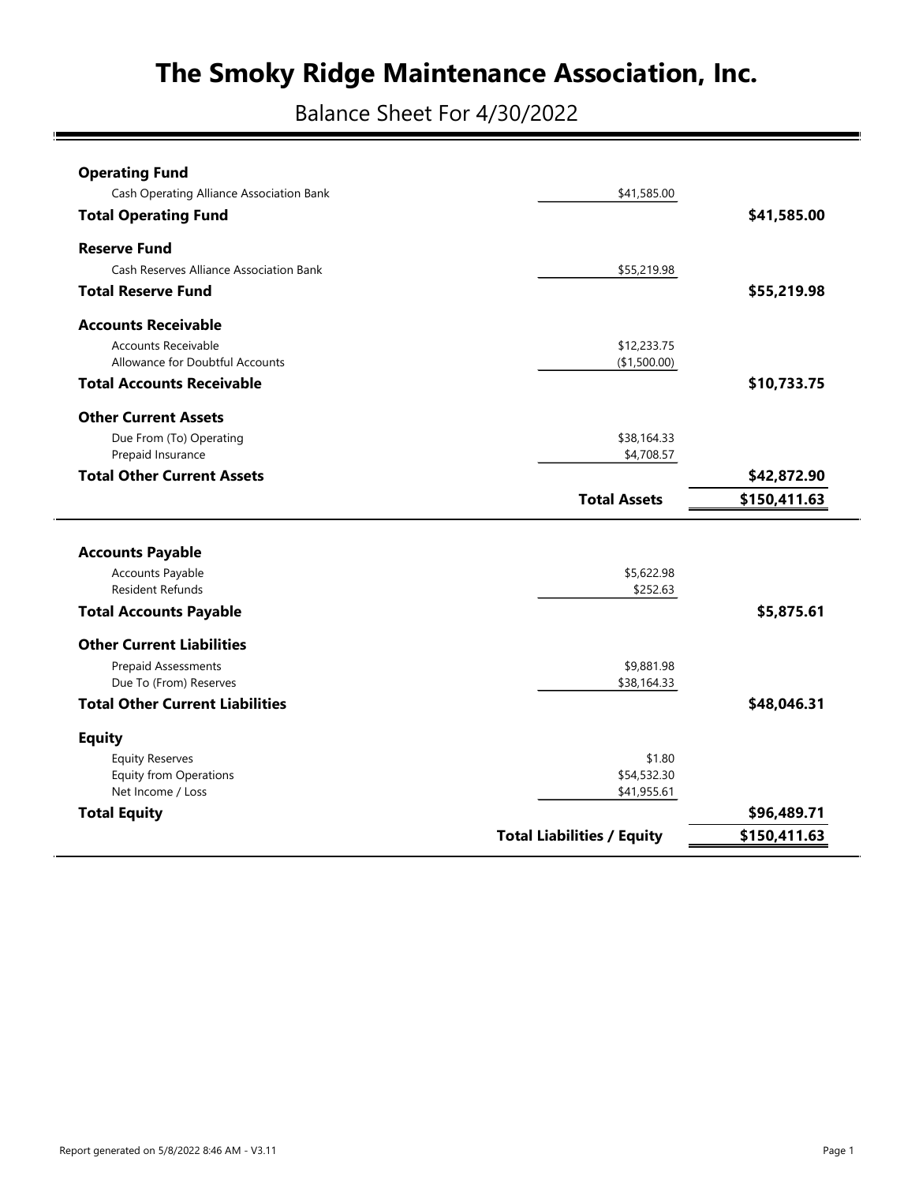# The Smoky Ridge Maintenance Association, Inc.

## Balance Sheet For 4/30/2022

| | | |
|---|---|---|
| **Operating Fund** | | |
| Cash Operating Alliance Association Bank | $41,585.00 | |
| **Total Operating Fund** | | **$41,585.00** |
| **Reserve Fund** | | |
| Cash Reserves Alliance Association Bank | $55,219.98 | |
| **Total Reserve Fund** | | **$55,219.98** |
| **Accounts Receivable** | | |
| Accounts Receivable | $12,233.75 | |
| Allowance for Doubtful Accounts | ($1,500.00) | |
| **Total Accounts Receivable** | | **$10,733.75** |
| **Other Current Assets** | | |
| Due From (To) Operating | $38,164.33 | |
| Prepaid Insurance | $4,708.57 | |
| **Total Other Current Assets** | | **$42,872.90** |
| | **Total Assets** | **$150,411.63** |

| | | |
|---|---|---|
| **Accounts Payable** | | |
| Accounts Payable | $5,622.98 | |
| Resident Refunds | $252.63 | |
| **Total Accounts Payable** | | **$5,875.61** |
| **Other Current Liabilities** | | |
| Prepaid Assessments | $9,881.98 | |
| Due To (From) Reserves | $38,164.33 | |
| **Total Other Current Liabilities** | | **$48,046.31** |
| **Equity** | | |
| Equity Reserves | $1.80 | |
| Equity from Operations | $54,532.30 | |
| Net Income / Loss | $41,955.61 | |
| **Total Equity** | | **$96,489.71** |
| | **Total Liabilities / Equity** | **$150,411.63** |

Report generated on 5/8/2022 8:46 AM - V3.11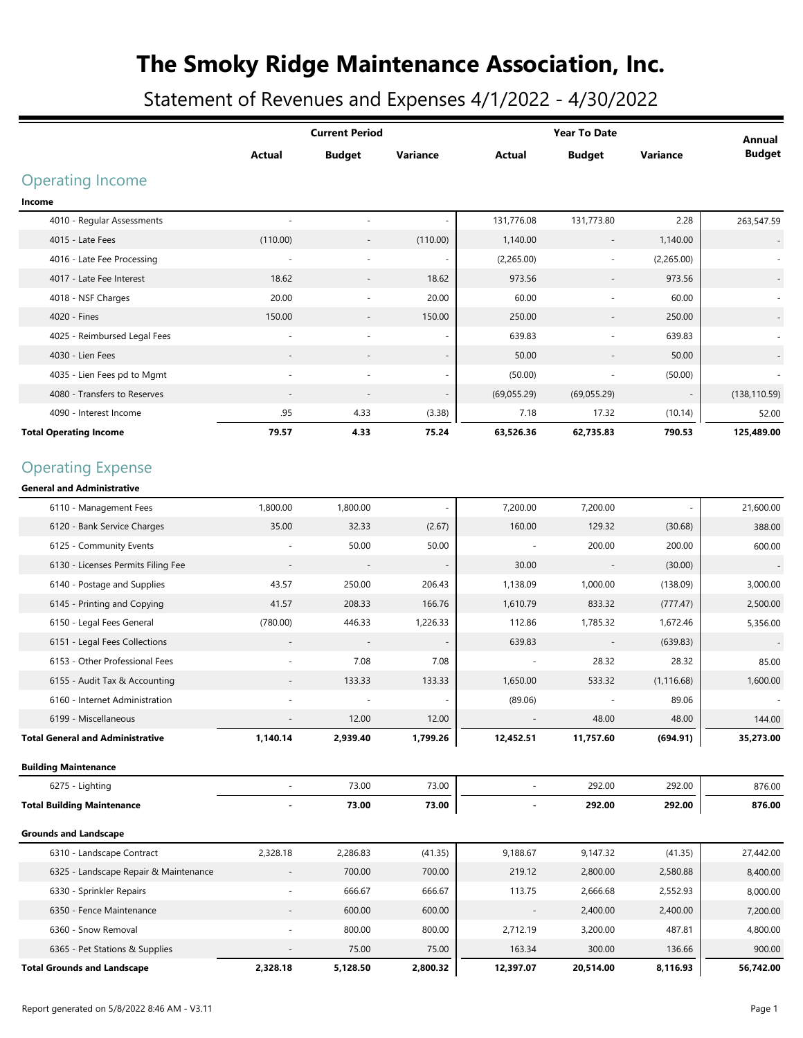# The Smoky Ridge Maintenance Association, Inc.

## Statement of Revenues and Expenses 4/1/2022 - 4/30/2022

| | Current Period | | | Year To Date | | | Annual |
|---|---|---|---|---|---|---|---|
| | Actual | Budget | Variance | Actual | Budget | Variance | Budget |
| **Operating Income** | | | | | | | |
| **Income** | | | | | | | |
| 4010 - Regular Assessments | - | - | - | 131,776.08 | 131,773.80 | 2.28 | 263,547.59 |
| 4015 - Late Fees | (110.00) | - | (110.00) | 1,140.00 | - | 1,140.00 | - |
| 4016 - Late Fee Processing | - | - | - | (2,265.00) | - | (2,265.00) | - |
| 4017 - Late Fee Interest | 18.62 | - | 18.62 | 973.56 | - | 973.56 | - |
| 4018 - NSF Charges | 20.00 | - | 20.00 | 60.00 | - | 60.00 | - |
| 4020 - Fines | 150.00 | - | 150.00 | 250.00 | - | 250.00 | - |
| 4025 - Reimbursed Legal Fees | - | - | - | 639.83 | - | 639.83 | - |
| 4030 - Lien Fees | - | - | - | 50.00 | - | 50.00 | - |
| 4035 - Lien Fees pd to Mgmt | - | - | - | (50.00) | - | (50.00) | - |
| 4080 - Transfers to Reserves | - | - | - | (69,055.29) | (69,055.29) | - | (138,110.59) |
| 4090 - Interest Income | .95 | 4.33 | (3.38) | 7.18 | 17.32 | (10.14) | 52.00 |
| **Total Operating Income** | **79.57** | **4.33** | **75.24** | **63,526.36** | **62,735.83** | **790.53** | **125,489.00** |
| **Operating Expense** | | | | | | | |
| **General and Administrative** | | | | | | | |
| 6110 - Management Fees | 1,800.00 | 1,800.00 | - | 7,200.00 | 7,200.00 | - | 21,600.00 |
| 6120 - Bank Service Charges | 35.00 | 32.33 | (2.67) | 160.00 | 129.32 | (30.68) | 388.00 |
| 6125 - Community Events | - | 50.00 | 50.00 | - | 200.00 | 200.00 | 600.00 |
| 6130 - Licenses Permits Filing Fee | - | - | - | 30.00 | - | (30.00) | - |
| 6140 - Postage and Supplies | 43.57 | 250.00 | 206.43 | 1,138.09 | 1,000.00 | (138.09) | 3,000.00 |
| 6145 - Printing and Copying | 41.57 | 208.33 | 166.76 | 1,610.79 | 833.32 | (777.47) | 2,500.00 |
| 6150 - Legal Fees General | (780.00) | 446.33 | 1,226.33 | 112.86 | 1,785.32 | 1,672.46 | 5,356.00 |
| 6151 - Legal Fees Collections | - | - | - | 639.83 | - | (639.83) | - |
| 6153 - Other Professional Fees | - | 7.08 | 7.08 | - | 28.32 | 28.32 | 85.00 |
| 6155 - Audit Tax & Accounting | - | 133.33 | 133.33 | 1,650.00 | 533.32 | (1,116.68) | 1,600.00 |
| 6160 - Internet Administration | - | - | - | (89.06) | - | 89.06 | - |
| 6199 - Miscellaneous | - | 12.00 | 12.00 | - | 48.00 | 48.00 | 144.00 |
| **Total General and Administrative** | **1,140.14** | **2,939.40** | **1,799.26** | **12,452.51** | **11,757.60** | **(694.91)** | **35,273.00** |
| **Building Maintenance** | | | | | | | |
| 6275 - Lighting | - | 73.00 | 73.00 | - | 292.00 | 292.00 | 876.00 |
| **Total Building Maintenance** | **-** | **73.00** | **73.00** | **-** | **292.00** | **292.00** | **876.00** |
| **Grounds and Landscape** | | | | | | | |
| 6310 - Landscape Contract | 2,328.18 | 2,286.83 | (41.35) | 9,188.67 | 9,147.32 | (41.35) | 27,442.00 |
| 6325 - Landscape Repair & Maintenance | - | 700.00 | 700.00 | 219.12 | 2,800.00 | 2,580.88 | 8,400.00 |
| 6330 - Sprinkler Repairs | - | 666.67 | 666.67 | 113.75 | 2,666.68 | 2,552.93 | 8,000.00 |
| 6350 - Fence Maintenance | - | 600.00 | 600.00 | - | 2,400.00 | 2,400.00 | 7,200.00 |
| 6360 - Snow Removal | - | 800.00 | 800.00 | 2,712.19 | 3,200.00 | 487.81 | 4,800.00 |
| 6365 - Pet Stations & Supplies | - | 75.00 | 75.00 | 163.34 | 300.00 | 136.66 | 900.00 |
| **Total Grounds and Landscape** | **2,328.18** | **5,128.50** | **2,800.32** | **12,397.07** | **20,514.00** | **8,116.93** | **56,742.00** |

Report generated on 5/8/2022 8:46 AM - V3.11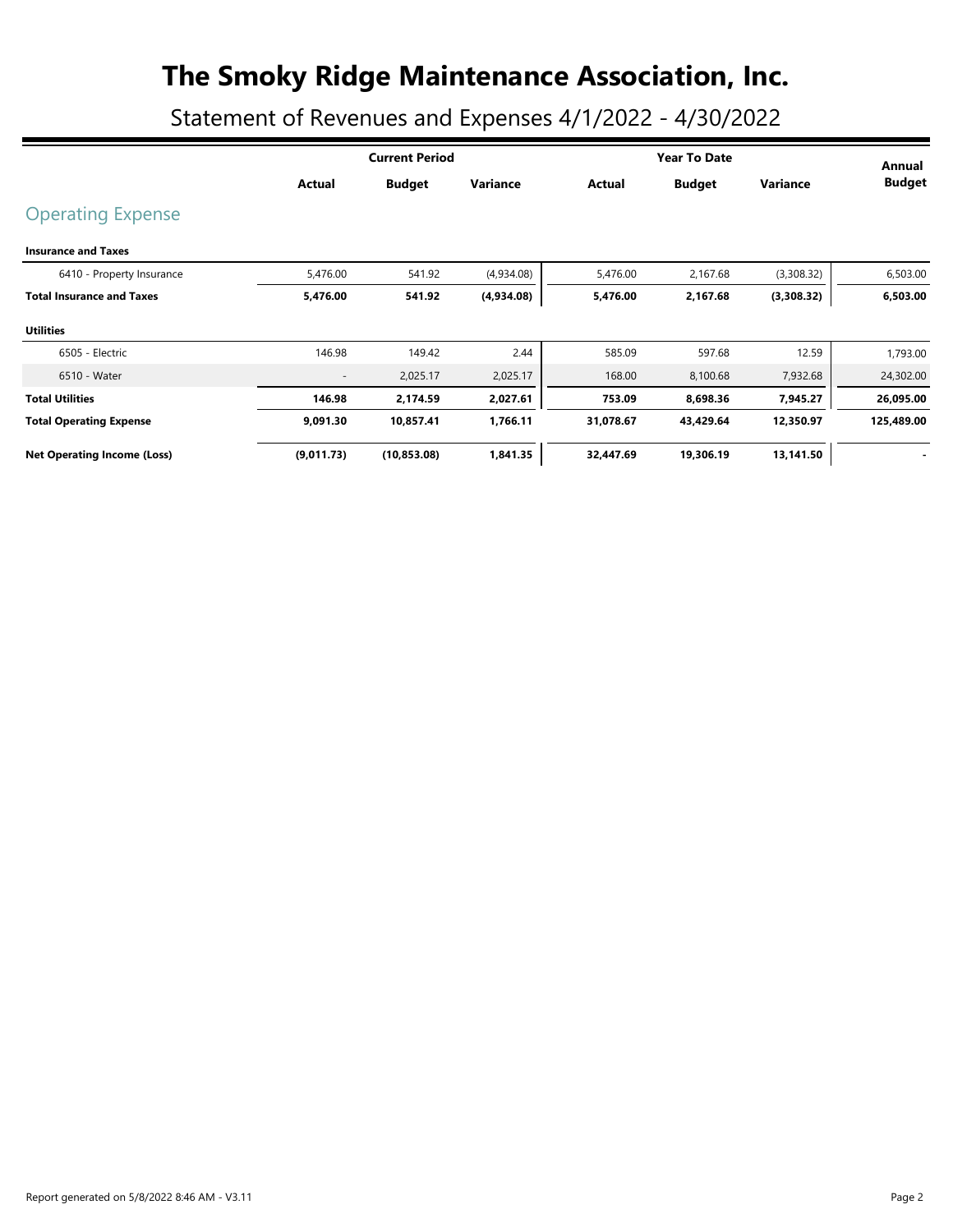# The Smoky Ridge Maintenance Association, Inc.

## Statement of Revenues and Expenses 4/1/2022 - 4/30/2022

| | Current Period | | | Year To Date | | | Annual |
|---|---|---|---|---|---|---|---|
| | **Actual** | **Budget** | **Variance** | **Actual** | **Budget** | **Variance** | **Budget** |
| **Operating Expense** | | | | | | | |
| **Insurance and Taxes** | | | | | | | |
| 6410 - Property Insurance | 5,476.00 | 541.92 | (4,934.08) | 5,476.00 | 2,167.68 | (3,308.32) | 6,503.00 |
| **Total Insurance and Taxes** | **5,476.00** | **541.92** | **(4,934.08)** | **5,476.00** | **2,167.68** | **(3,308.32)** | **6,503.00** |
| **Utilities** | | | | | | | |
| 6505 - Electric | 146.98 | 149.42 | 2.44 | 585.09 | 597.68 | 12.59 | 1,793.00 |
| 6510 - Water | - | 2,025.17 | 2,025.17 | 168.00 | 8,100.68 | 7,932.68 | 24,302.00 |
| **Total Utilities** | **146.98** | **2,174.59** | **2,027.61** | **753.09** | **8,698.36** | **7,945.27** | **26,095.00** |
| **Total Operating Expense** | **9,091.30** | **10,857.41** | **1,766.11** | **31,078.67** | **43,429.64** | **12,350.97** | **125,489.00** |
| **Net Operating Income (Loss)** | **(9,011.73)** | **(10,853.08)** | **1,841.35** | **32,447.69** | **19,306.19** | **13,141.50** | **-** |

Report generated on 5/8/2022 8:46 AM - V3.11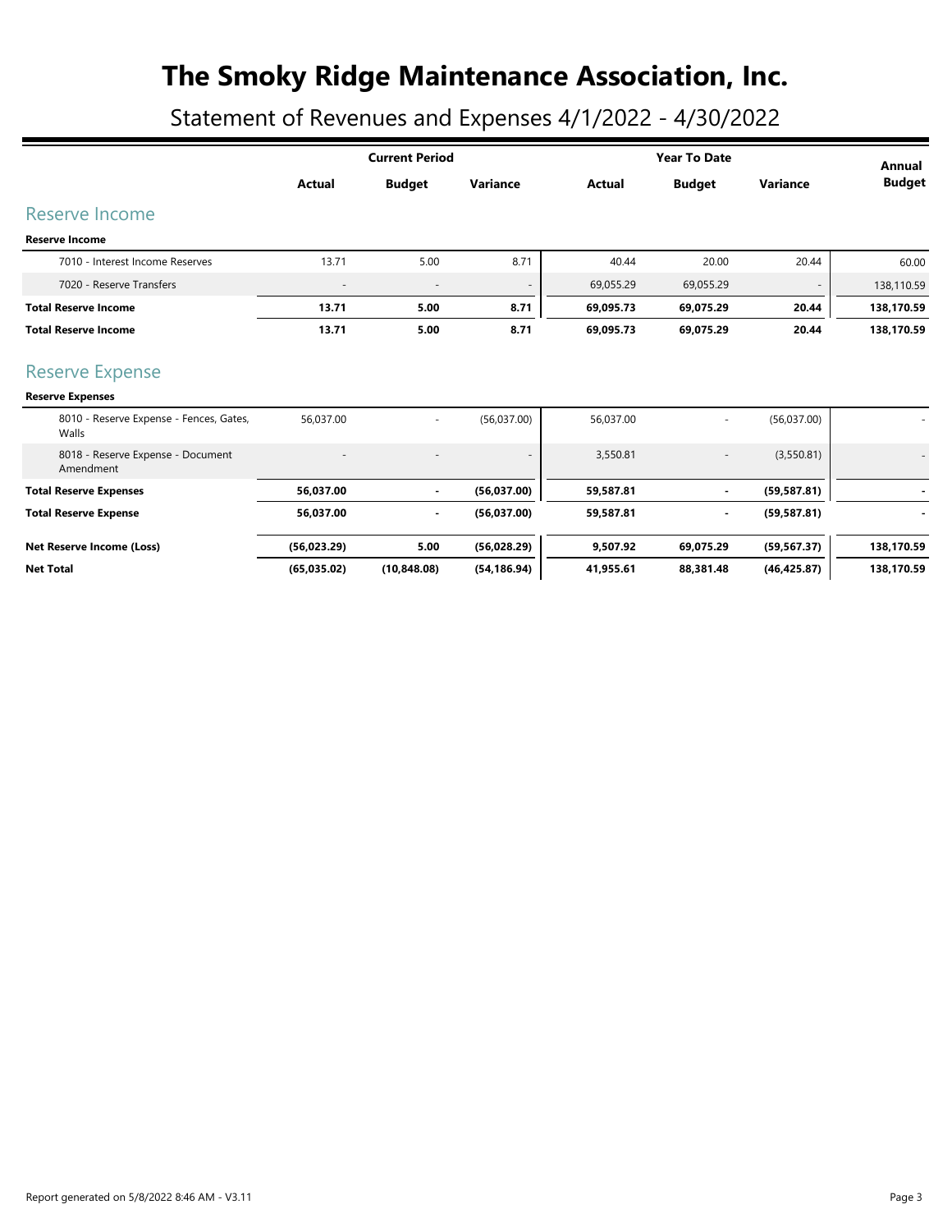# The Smoky Ridge Maintenance Association, Inc.

## Statement of Revenues and Expenses 4/1/2022 - 4/30/2022

| | Current Period | | | Year To Date | | | Annual |
|---|---|---|---|---|---|---|---|
| | Actual | Budget | Variance | Actual | Budget | Variance | Budget |
| **Reserve Income** | | | | | | | |
| **Reserve Income** | | | | | | | |
| 7010 - Interest Income Reserves | 13.71 | 5.00 | 8.71 | 40.44 | 20.00 | 20.44 | 60.00 |
| 7020 - Reserve Transfers | - | - | - | 69,055.29 | 69,055.29 | - | 138,110.59 |
| **Total Reserve Income** | **13.71** | **5.00** | **8.71** | **69,095.73** | **69,075.29** | **20.44** | **138,170.59** |
| **Total Reserve Income** | **13.71** | **5.00** | **8.71** | **69,095.73** | **69,075.29** | **20.44** | **138,170.59** |
| **Reserve Expense** | | | | | | | |
| **Reserve Expenses** | | | | | | | |
| 8010 - Reserve Expense - Fences, Gates, Walls | 56,037.00 | - | (56,037.00) | 56,037.00 | - | (56,037.00) | - |
| 8018 - Reserve Expense - Document Amendment | - | - | - | 3,550.81 | - | (3,550.81) | - |
| **Total Reserve Expenses** | **56,037.00** | **-** | **(56,037.00)** | **59,587.81** | **-** | **(59,587.81)** | **-** |
| **Total Reserve Expense** | **56,037.00** | **-** | **(56,037.00)** | **59,587.81** | **-** | **(59,587.81)** | **-** |
| **Net Reserve Income (Loss)** | **(56,023.29)** | **5.00** | **(56,028.29)** | **9,507.92** | **69,075.29** | **(59,567.37)** | **138,170.59** |
| **Net Total** | **(65,035.02)** | **(10,848.08)** | **(54,186.94)** | **41,955.61** | **88,381.48** | **(46,425.87)** | **138,170.59** |

Report generated on 5/8/2022 8:46 AM - V3.11